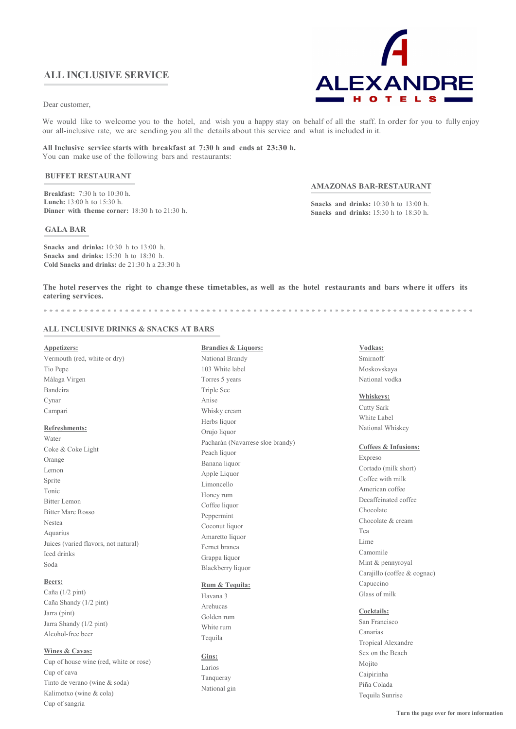## ALL INCLUSIVE SERVICE

ALEXANDRE HOTELS

Dear customer,

We would like to welcome you to the hotel, and wish you a happy stay on behalf of all the staff. In order for you to fully enjoy our all-inclusive rate, we are sending you all the details about this service and what is included in it.

**All Inclusive service starts with breakfast at 7:30 h and ends at 23:30 h.**
You can make use of the following bars and restaurants:

### BUFFET RESTAURANT

**Breakfast:** 7:30 h to 10:30 h.
**Lunch:** 13:00 h to 15:30 h.
**Dinner with theme corner:** 18:30 h to 21:30 h.

### GALA BAR

**Snacks and drinks:** 10:30 h to 13:00 h.
**Snacks and drinks:** 15:30 h to 18:30 h.
**Cold Snacks and drinks:** de 21:30 h a 23:30 h

### AMAZONAS BAR-RESTAURANT

**Snacks and drinks:** 10:30 h to 13:00 h.
**Snacks and drinks:** 15:30 h to 18:30 h.

**The hotel reserves the right to change these timetables, as well as the hotel restaurants and bars where it offers its catering services.**

---

## ALL INCLUSIVE DRINKS & SNACKS AT BARS

**Appetizers:**
- Vermouth (red, white or dry)
- Tio Pepe
- Málaga Virgen
- Bandeira
- Cynar
- Campari

**Refreshments:**
- Water
- Coke & Coke Light
- Orange
- Lemon
- Sprite
- Tonic
- Bitter Lemon
- Bitter Mare Rosso
- Nestea
- Aquarius
- Juices (varied flavors, not natural)
- Iced drinks
- Soda

**Beers:**
- Caña (1/2 pint)
- Caña Shandy (1/2 pint)
- Jarra (pint)
- Jarra Shandy (1/2 pint)
- Alcohol-free beer

**Wines & Cavas:**
- Cup of house wine (red, white or rose)
- Cup of cava
- Tinto de verano (wine & soda)
- Kalimotxo (wine & cola)
- Cup of sangria

**Brandies & Liquors:**
- National Brandy
- 103 White label
- Torres 5 years
- Triple Sec
- Anise
- Whisky cream
- Herbs liquor
- Orujo liquor
- Pacharán (Navarrese sloe brandy)
- Peach liquor
- Banana liquor
- Apple Liquor
- Limoncello
- Honey rum
- Coffee liquor
- Peppermint
- Coconut liquor
- Amaretto liquor
- Fernet branca
- Grappa liquor
- Blackberry liquor

**Rum & Tequila:**
- Havana 3
- Arehucas
- Golden rum
- White rum
- Tequila

**Gins:**
- Larios
- Tanqueray
- National gin

**Vodkas:**
- Smirnoff
- Moskovskaya
- National vodka

**Whiskeys:**
- Cutty Sark
- White Label
- National Whiskey

**Coffees & Infusions:**
- Expreso
- Cortado (milk short)
- Coffee with milk
- American coffee
- Decaffeinated coffee
- Chocolate
- Chocolate & cream
- Tea
- Lime
- Camomile
- Mint & pennyroyal
- Carajillo (coffee & cognac)
- Capuccino
- Glass of milk

**Cocktails:**
- San Francisco
- Canarias
- Tropical Alexandre
- Sex on the Beach
- Mojito
- Caipirinha
- Piña Colada
- Tequila Sunrise

**Turn the page over for more information**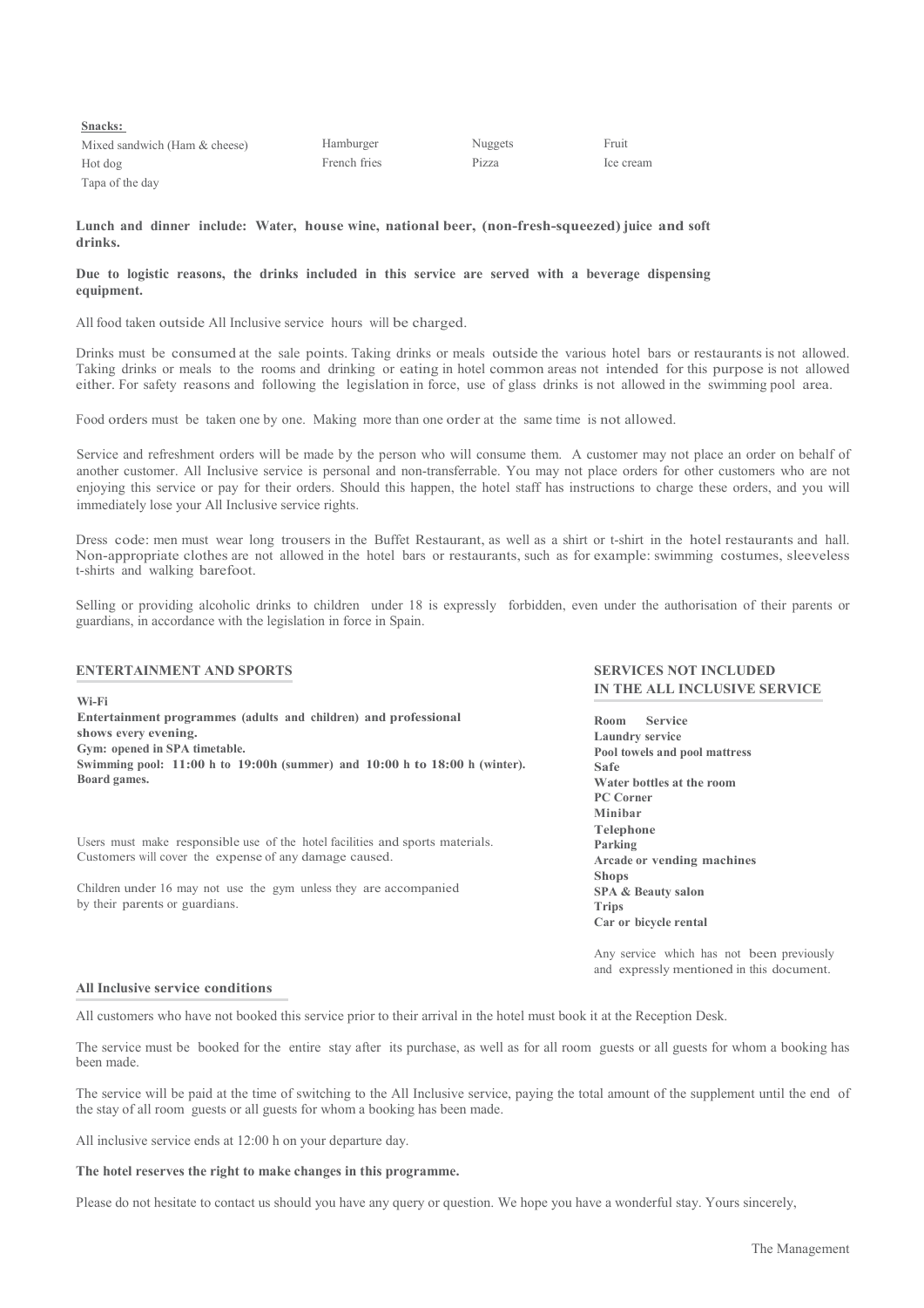**Snacks:**

| | | | |
|---|---|---|---|
| Mixed sandwich (Ham & cheese) | Hamburger | Nuggets | Fruit |
| Hot dog | French fries | Pizza | Ice cream |
| Tapa of the day | | | |

**Lunch and dinner include: Water, house wine, national beer, (non-fresh-squeezed) juice and soft drinks.**

**Due to logistic reasons, the drinks included in this service are served with a beverage dispensing equipment.**

All food taken outside All Inclusive service hours will be charged.

Drinks must be consumed at the sale points. Taking drinks or meals outside the various hotel bars or restaurants is not allowed. Taking drinks or meals to the rooms and drinking or eating in hotel common areas not intended for this purpose is not allowed either. For safety reasons and following the legislation in force, use of glass drinks is not allowed in the swimming pool area.

Food orders must be taken one by one. Making more than one order at the same time is not allowed.

Service and refreshment orders will be made by the person who will consume them. A customer may not place an order on behalf of another customer. All Inclusive service is personal and non-transferrable. You may not place orders for other customers who are not enjoying this service or pay for their orders. Should this happen, the hotel staff has instructions to charge these orders, and you will immediately lose your All Inclusive service rights.

Dress code: men must wear long trousers in the Buffet Restaurant, as well as a shirt or t-shirt in the hotel restaurants and hall. Non-appropriate clothes are not allowed in the hotel bars or restaurants, such as for example: swimming costumes, sleeveless t-shirts and walking barefoot.

Selling or providing alcoholic drinks to children under 18 is expressly forbidden, even under the authorisation of their parents or guardians, in accordance with the legislation in force in Spain.

## ENTERTAINMENT AND SPORTS

**Wi-Fi**
**Entertainment programmes (adults and children) and professional shows every evening.**
**Gym: opened in SPA timetable.**
**Swimming pool: 11:00 h to 19:00h (summer) and 10:00 h to 18:00 h (winter).**
**Board games.**

Users must make responsible use of the hotel facilities and sports materials. Customers will cover the expense of any damage caused.

Children under 16 may not use the gym unless they are accompanied by their parents or guardians.

## SERVICES NOT INCLUDED IN THE ALL INCLUSIVE SERVICE

**Room Service**
**Laundry service**
**Pool towels and pool mattress**
**Safe**
**Water bottles at the room**
**PC Corner**
**Minibar**
**Telephone**
**Parking**
**Arcade or vending machines**
**Shops**
**SPA & Beauty salon**
**Trips**
**Car or bicycle rental**

Any service which has not been previously and expressly mentioned in this document.

## All Inclusive service conditions

All customers who have not booked this service prior to their arrival in the hotel must book it at the Reception Desk.

The service must be booked for the entire stay after its purchase, as well as for all room guests or all guests for whom a booking has been made.

The service will be paid at the time of switching to the All Inclusive service, paying the total amount of the supplement until the end of the stay of all room guests or all guests for whom a booking has been made.

All inclusive service ends at 12:00 h on your departure day.

**The hotel reserves the right to make changes in this programme.**

Please do not hesitate to contact us should you have any query or question. We hope you have a wonderful stay. Yours sincerely,

The Management